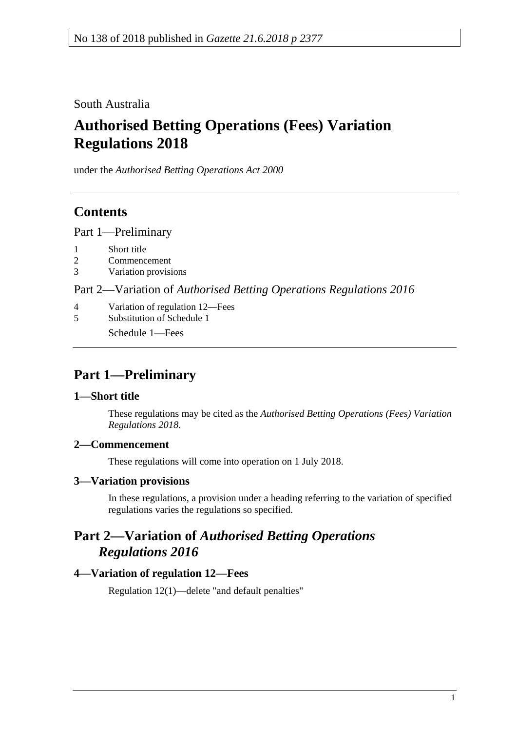No 138 of 2018 published in *Gazette 21.6.2018 p 2377*

South Australia

# Authorised Betting Operations (Fees) Variation Regulations 2018

under the *Authorised Betting Operations Act 2000*

## Contents

Part 1—Preliminary

1 Short title
2 Commencement
3 Variation provisions

Part 2—Variation of *Authorised Betting Operations Regulations 2016*

4 Variation of regulation 12—Fees
5 Substitution of Schedule 1

Schedule 1—Fees

## Part 1—Preliminary

### 1—Short title

These regulations may be cited as the *Authorised Betting Operations (Fees) Variation Regulations 2018*.

### 2—Commencement

These regulations will come into operation on 1 July 2018.

### 3—Variation provisions

In these regulations, a provision under a heading referring to the variation of specified regulations varies the regulations so specified.

## Part 2—Variation of *Authorised Betting Operations Regulations 2016*

### 4—Variation of regulation 12—Fees

Regulation 12(1)—delete "and default penalties"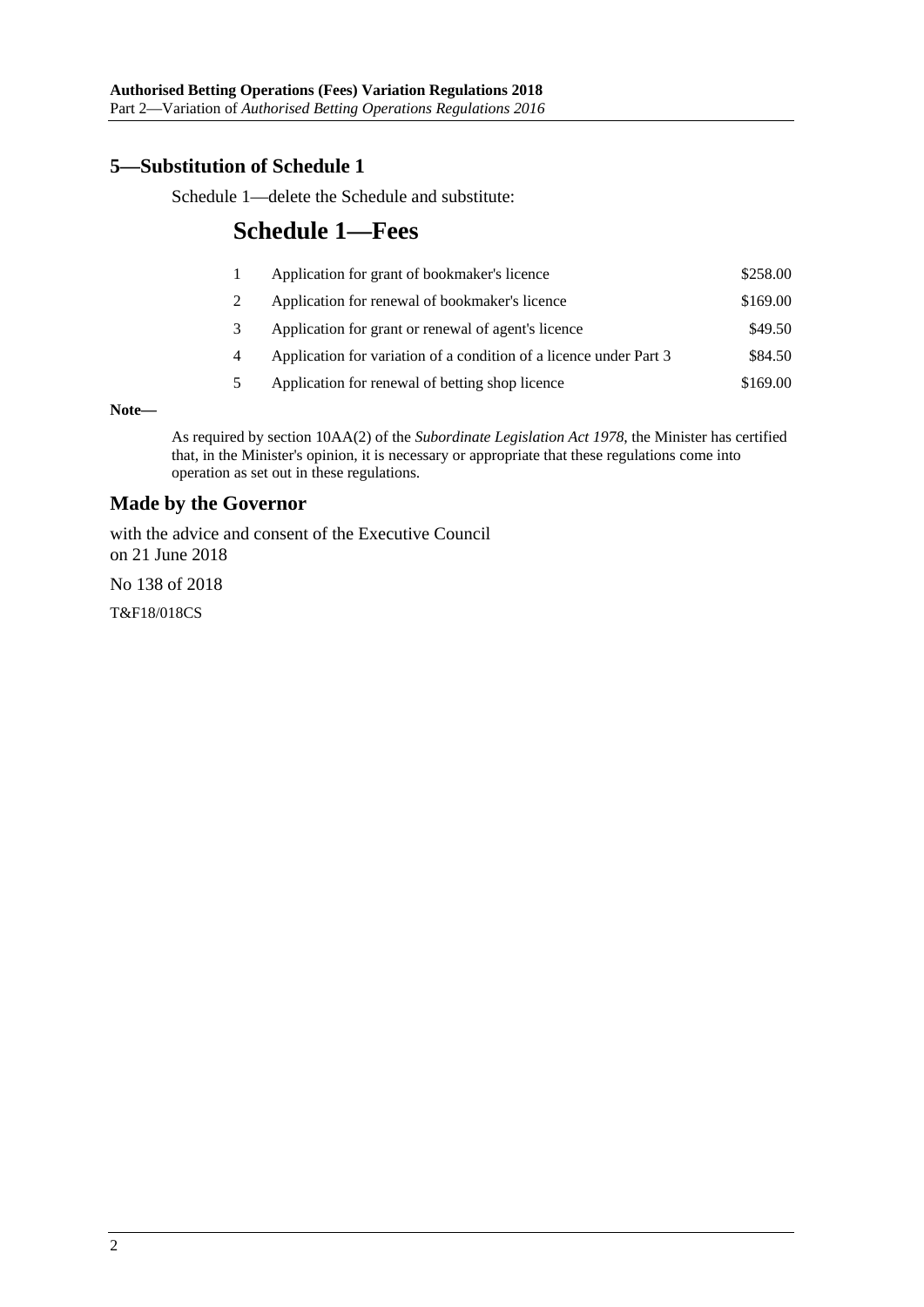## 5—Substitution of Schedule 1

Schedule 1—delete the Schedule and substitute:

# Schedule 1—Fees

| | | |
|---|---|---|
| 1 | Application for grant of bookmaker's licence | $258.00 |
| 2 | Application for renewal of bookmaker's licence | $169.00 |
| 3 | Application for grant or renewal of agent's licence | $49.50 |
| 4 | Application for variation of a condition of a licence under Part 3 | $84.50 |
| 5 | Application for renewal of betting shop licence | $169.00 |

**Note—**

As required by section 10AA(2) of the *Subordinate Legislation Act 1978*, the Minister has certified that, in the Minister's opinion, it is necessary or appropriate that these regulations come into operation as set out in these regulations.

## Made by the Governor

with the advice and consent of the Executive Council
on 21 June 2018

No 138 of 2018

T&F18/018CS